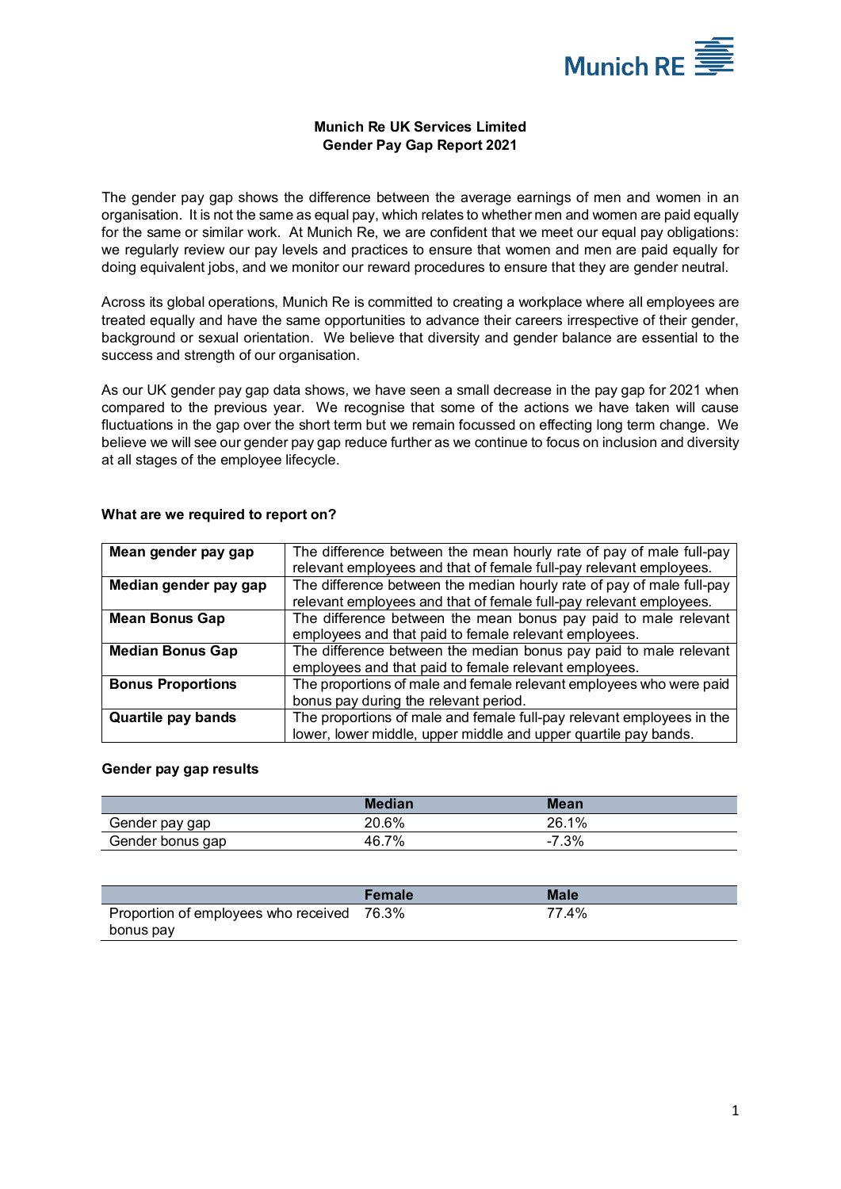# Munich Re UK Services Limited
## Gender Pay Gap Report 2021

The gender pay gap shows the difference between the average earnings of men and women in an organisation. It is not the same as equal pay, which relates to whether men and women are paid equally for the same or similar work. At Munich Re, we are confident that we meet our equal pay obligations: we regularly review our pay levels and practices to ensure that women and men are paid equally for doing equivalent jobs, and we monitor our reward procedures to ensure that they are gender neutral.

Across its global operations, Munich Re is committed to creating a workplace where all employees are treated equally and have the same opportunities to advance their careers irrespective of their gender, background or sexual orientation. We believe that diversity and gender balance are essential to the success and strength of our organisation.

As our UK gender pay gap data shows, we have seen a small decrease in the pay gap for 2021 when compared to the previous year. We recognise that some of the actions we have taken will cause fluctuations in the gap over the short term but we remain focussed on effecting long term change. We believe we will see our gender pay gap reduce further as we continue to focus on inclusion and diversity at all stages of the employee lifecycle.

### What are we required to report on?

| | |
|---|---|
| **Mean gender pay gap** | The difference between the mean hourly rate of pay of male full-pay relevant employees and that of female full-pay relevant employees. |
| **Median gender pay gap** | The difference between the median hourly rate of pay of male full-pay relevant employees and that of female full-pay relevant employees. |
| **Mean Bonus Gap** | The difference between the mean bonus pay paid to male relevant employees and that paid to female relevant employees. |
| **Median Bonus Gap** | The difference between the median bonus pay paid to male relevant employees and that paid to female relevant employees. |
| **Bonus Proportions** | The proportions of male and female relevant employees who were paid bonus pay during the relevant period. |
| **Quartile pay bands** | The proportions of male and female full-pay relevant employees in the lower, lower middle, upper middle and upper quartile pay bands. |

### Gender pay gap results

| | Median | Mean |
|---|---|---|
| Gender pay gap | 20.6% | 26.1% |
| Gender bonus gap | 46.7% | -7.3% |

| | Female | Male |
|---|---|---|
| Proportion of employees who received bonus pay | 76.3% | 77.4% |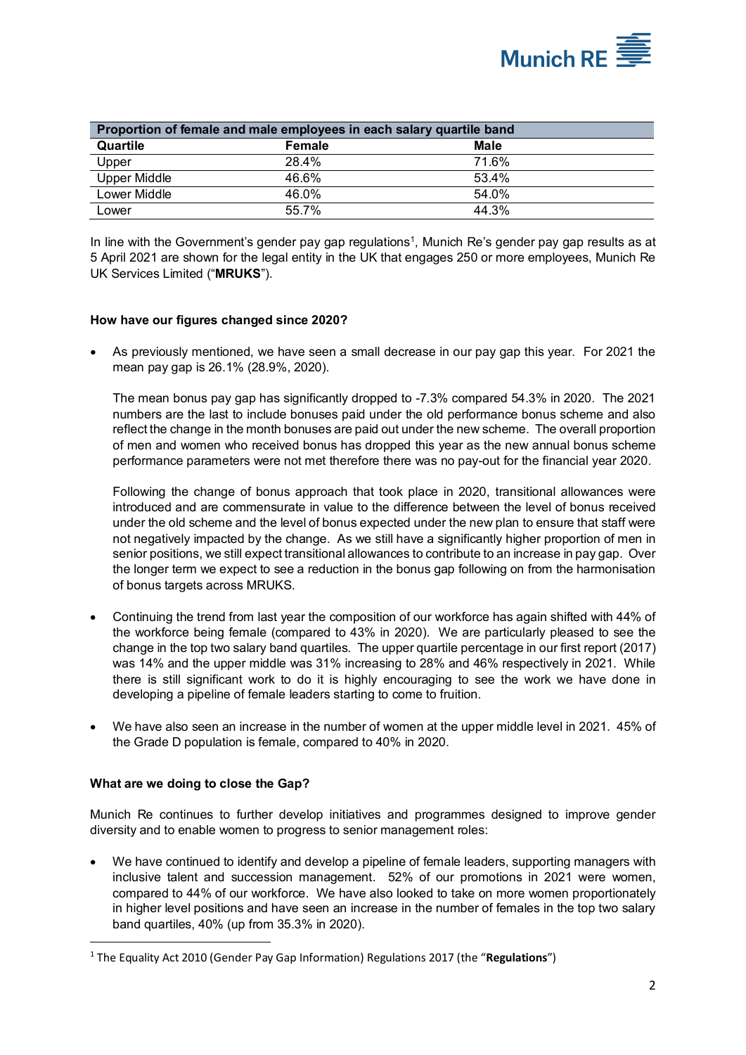| Proportion of female and male employees in each salary quartile band | | |
|---|---|---|
| **Quartile** | **Female** | **Male** |
| Upper | 28.4% | 71.6% |
| Upper Middle | 46.6% | 53.4% |
| Lower Middle | 46.0% | 54.0% |
| Lower | 55.7% | 44.3% |

In line with the Government's gender pay gap regulations[1], Munich Re's gender pay gap results as at 5 April 2021 are shown for the legal entity in the UK that engages 250 or more employees, Munich Re UK Services Limited ("**MRUKS**").

**How have our figures changed since 2020?**

- As previously mentioned, we have seen a small decrease in our pay gap this year. For 2021 the mean pay gap is 26.1% (28.9%, 2020).

  The mean bonus pay gap has significantly dropped to -7.3% compared 54.3% in 2020. The 2021 numbers are the last to include bonuses paid under the old performance bonus scheme and also reflect the change in the month bonuses are paid out under the new scheme. The overall proportion of men and women who received bonus has dropped this year as the new annual bonus scheme performance parameters were not met therefore there was no pay-out for the financial year 2020.

  Following the change of bonus approach that took place in 2020, transitional allowances were introduced and are commensurate in value to the difference between the level of bonus received under the old scheme and the level of bonus expected under the new plan to ensure that staff were not negatively impacted by the change. As we still have a significantly higher proportion of men in senior positions, we still expect transitional allowances to contribute to an increase in pay gap. Over the longer term we expect to see a reduction in the bonus gap following on from the harmonisation of bonus targets across MRUKS.

- Continuing the trend from last year the composition of our workforce has again shifted with 44% of the workforce being female (compared to 43% in 2020). We are particularly pleased to see the change in the top two salary band quartiles. The upper quartile percentage in our first report (2017) was 14% and the upper middle was 31% increasing to 28% and 46% respectively in 2021. While there is still significant work to do it is highly encouraging to see the work we have done in developing a pipeline of female leaders starting to come to fruition.

- We have also seen an increase in the number of women at the upper middle level in 2021. 45% of the Grade D population is female, compared to 40% in 2020.

**What are we doing to close the Gap?**

Munich Re continues to further develop initiatives and programmes designed to improve gender diversity and to enable women to progress to senior management roles:

- We have continued to identify and develop a pipeline of female leaders, supporting managers with inclusive talent and succession management. 52% of our promotions in 2021 were women, compared to 44% of our workforce. We have also looked to take on more women proportionately in higher level positions and have seen an increase in the number of females in the top two salary band quartiles, 40% (up from 35.3% in 2020).

[1] The Equality Act 2010 (Gender Pay Gap Information) Regulations 2017 (the "**Regulations**")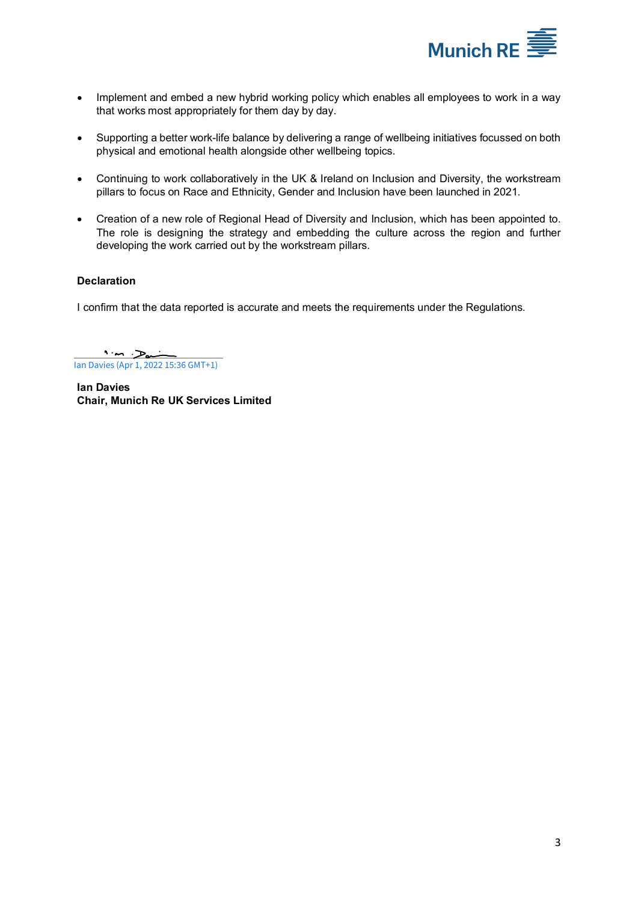- Implement and embed a new hybrid working policy which enables all employees to work in a way that works most appropriately for them day by day.

- Supporting a better work-life balance by delivering a range of wellbeing initiatives focussed on both physical and emotional health alongside other wellbeing topics.

- Continuing to work collaboratively in the UK & Ireland on Inclusion and Diversity, the workstream pillars to focus on Race and Ethnicity, Gender and Inclusion have been launched in 2021.

- Creation of a new role of Regional Head of Diversity and Inclusion, which has been appointed to. The role is designing the strategy and embedding the culture across the region and further developing the work carried out by the workstream pillars.

**Declaration**

I confirm that the data reported is accurate and meets the requirements under the Regulations.

Ian Davies (Apr 1, 2022 15:36 GMT+1)

**Ian Davies**
**Chair, Munich Re UK Services Limited**